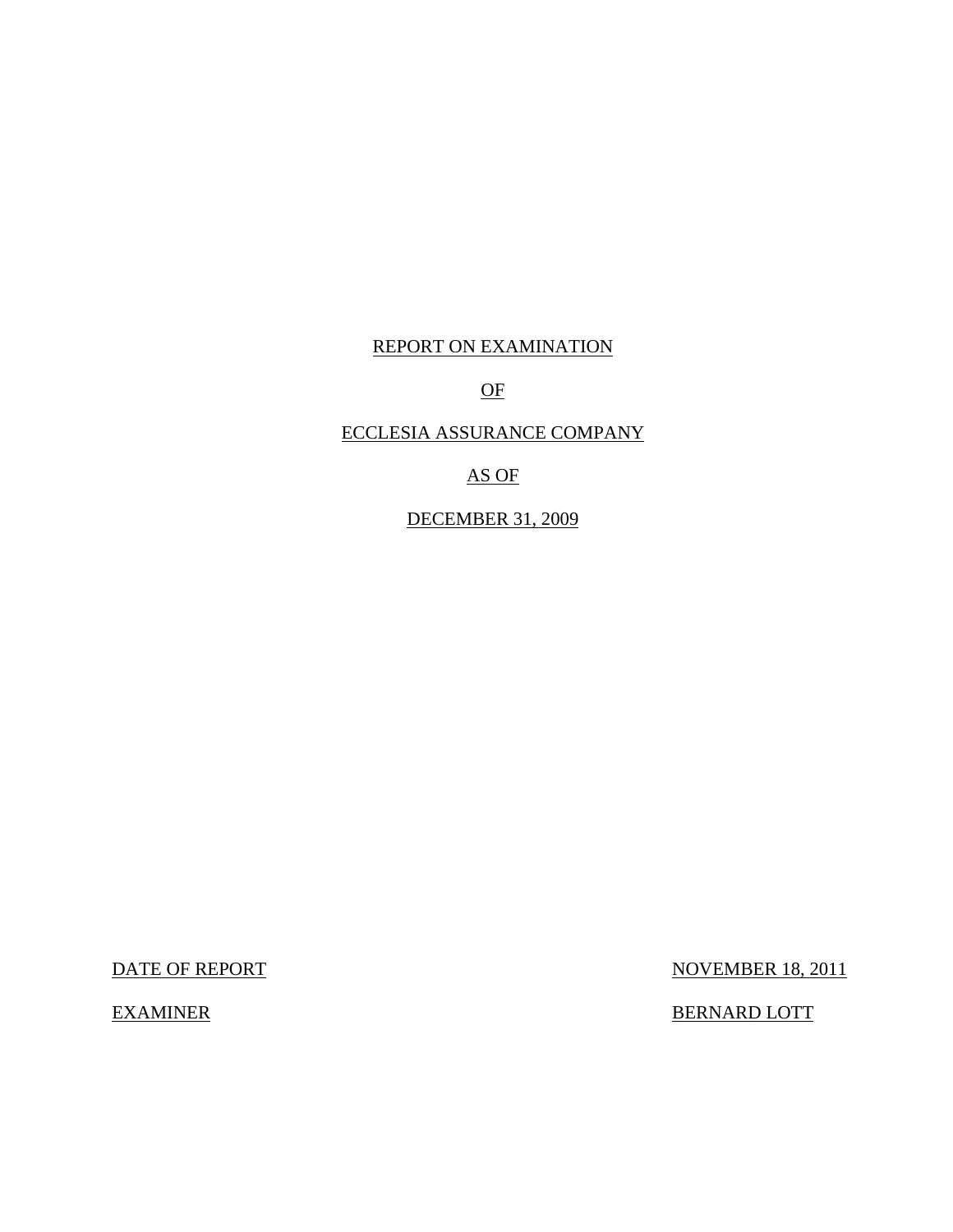REPORT ON EXAMINATION

OF

ECCLESIA ASSURANCE COMPANY

AS OF

DECEMBER 31, 2009

| | |
|---|---|
| DATE OF REPORT | NOVEMBER 18, 2011 |
| EXAMINER | BERNARD LOTT |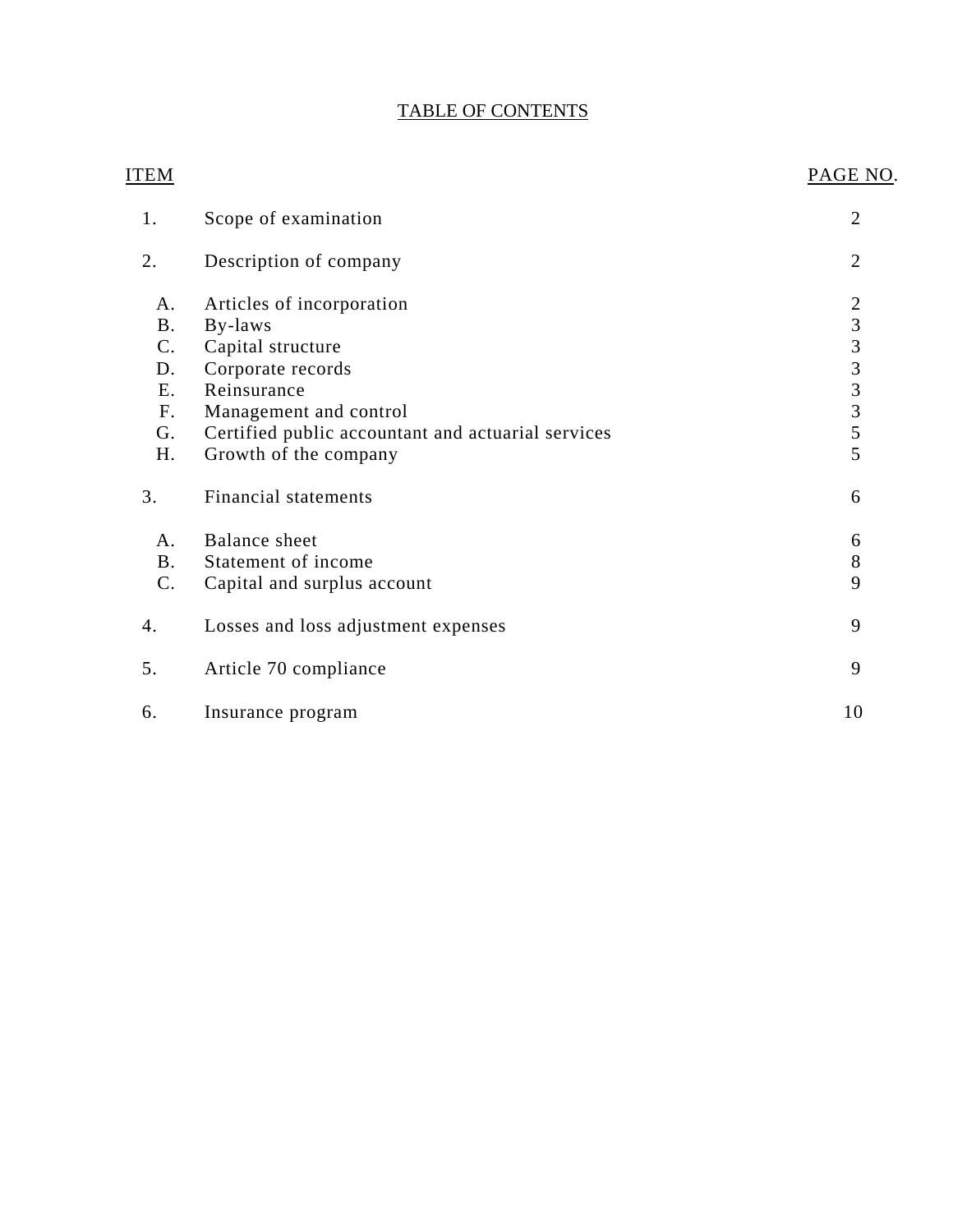# TABLE OF CONTENTS

| ITEM | | PAGE NO. |
|---|---|---|
| 1. | Scope of examination | 2 |
| 2. | Description of company | 2 |
| A. | Articles of incorporation | 2 |
| B. | By-laws | 3 |
| C. | Capital structure | 3 |
| D. | Corporate records | 3 |
| E. | Reinsurance | 3 |
| F. | Management and control | 3 |
| G. | Certified public accountant and actuarial services | 5 |
| H. | Growth of the company | 5 |
| 3. | Financial statements | 6 |
| A. | Balance sheet | 6 |
| B. | Statement of income | 8 |
| C. | Capital and surplus account | 9 |
| 4. | Losses and loss adjustment expenses | 9 |
| 5. | Article 70 compliance | 9 |
| 6. | Insurance program | 10 |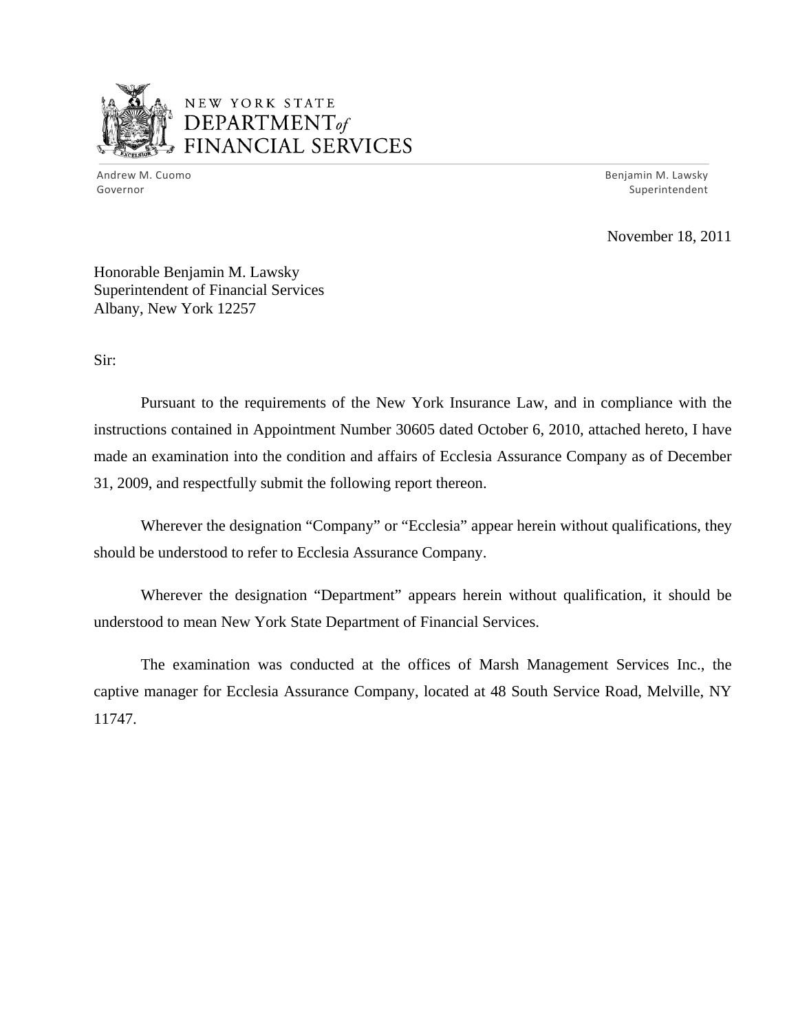NEW YORK STATE
DEPARTMENT *of*
FINANCIAL SERVICES

Andrew M. Cuomo
Governor

Benjamin M. Lawsky
Superintendent

November 18, 2011

Honorable Benjamin M. Lawsky
Superintendent of Financial Services
Albany, New York 12257

Sir:

Pursuant to the requirements of the New York Insurance Law, and in compliance with the instructions contained in Appointment Number 30605 dated October 6, 2010, attached hereto, I have made an examination into the condition and affairs of Ecclesia Assurance Company as of December 31, 2009, and respectfully submit the following report thereon.

Wherever the designation "Company" or "Ecclesia" appear herein without qualifications, they should be understood to refer to Ecclesia Assurance Company.

Wherever the designation "Department" appears herein without qualification, it should be understood to mean New York State Department of Financial Services.

The examination was conducted at the offices of Marsh Management Services Inc., the captive manager for Ecclesia Assurance Company, located at 48 South Service Road, Melville, NY 11747.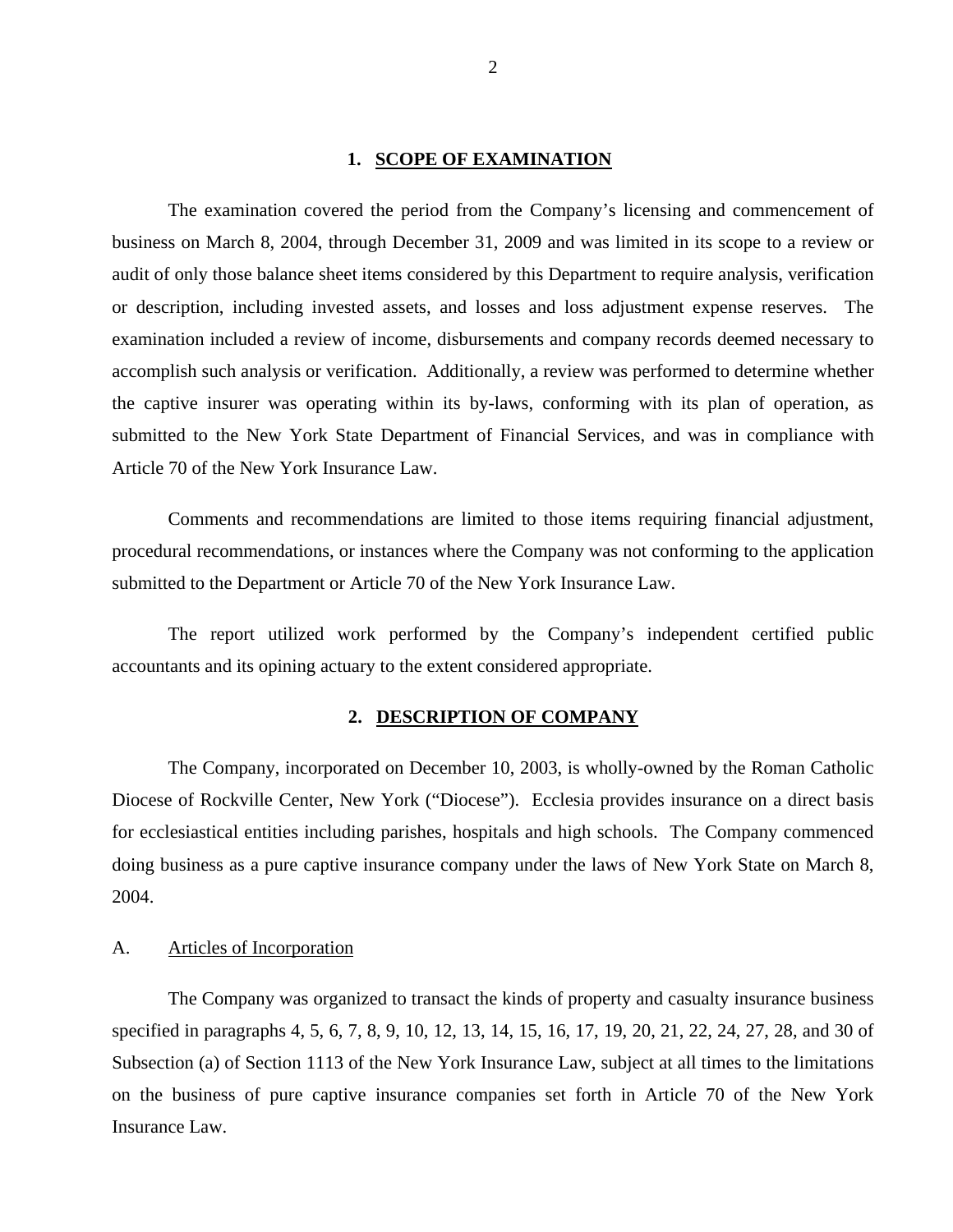## 1. SCOPE OF EXAMINATION

The examination covered the period from the Company's licensing and commencement of business on March 8, 2004, through December 31, 2009 and was limited in its scope to a review or audit of only those balance sheet items considered by this Department to require analysis, verification or description, including invested assets, and losses and loss adjustment expense reserves. The examination included a review of income, disbursements and company records deemed necessary to accomplish such analysis or verification. Additionally, a review was performed to determine whether the captive insurer was operating within its by-laws, conforming with its plan of operation, as submitted to the New York State Department of Financial Services, and was in compliance with Article 70 of the New York Insurance Law.

Comments and recommendations are limited to those items requiring financial adjustment, procedural recommendations, or instances where the Company was not conforming to the application submitted to the Department or Article 70 of the New York Insurance Law.

The report utilized work performed by the Company's independent certified public accountants and its opining actuary to the extent considered appropriate.

## 2. DESCRIPTION OF COMPANY

The Company, incorporated on December 10, 2003, is wholly-owned by the Roman Catholic Diocese of Rockville Center, New York ("Diocese"). Ecclesia provides insurance on a direct basis for ecclesiastical entities including parishes, hospitals and high schools. The Company commenced doing business as a pure captive insurance company under the laws of New York State on March 8, 2004.

### A. Articles of Incorporation

The Company was organized to transact the kinds of property and casualty insurance business specified in paragraphs 4, 5, 6, 7, 8, 9, 10, 12, 13, 14, 15, 16, 17, 19, 20, 21, 22, 24, 27, 28, and 30 of Subsection (a) of Section 1113 of the New York Insurance Law, subject at all times to the limitations on the business of pure captive insurance companies set forth in Article 70 of the New York Insurance Law.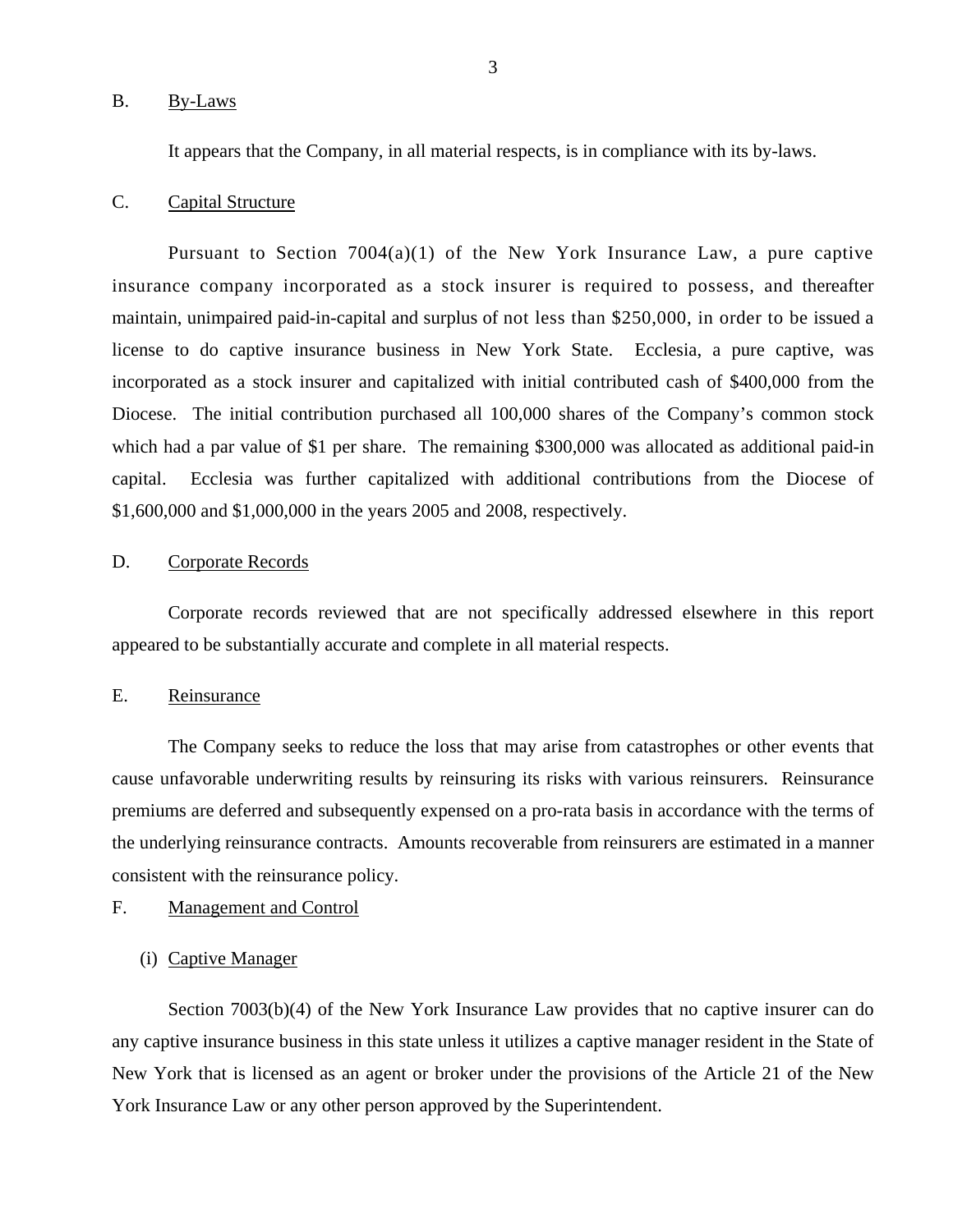## B. By-Laws

It appears that the Company, in all material respects, is in compliance with its by-laws.

## C. Capital Structure

Pursuant to Section 7004(a)(1) of the New York Insurance Law, a pure captive insurance company incorporated as a stock insurer is required to possess, and thereafter maintain, unimpaired paid-in-capital and surplus of not less than $250,000, in order to be issued a license to do captive insurance business in New York State. Ecclesia, a pure captive, was incorporated as a stock insurer and capitalized with initial contributed cash of $400,000 from the Diocese. The initial contribution purchased all 100,000 shares of the Company's common stock which had a par value of $1 per share. The remaining $300,000 was allocated as additional paid-in capital. Ecclesia was further capitalized with additional contributions from the Diocese of $1,600,000 and $1,000,000 in the years 2005 and 2008, respectively.

## D. Corporate Records

Corporate records reviewed that are not specifically addressed elsewhere in this report appeared to be substantially accurate and complete in all material respects.

## E. Reinsurance

The Company seeks to reduce the loss that may arise from catastrophes or other events that cause unfavorable underwriting results by reinsuring its risks with various reinsurers. Reinsurance premiums are deferred and subsequently expensed on a pro-rata basis in accordance with the terms of the underlying reinsurance contracts. Amounts recoverable from reinsurers are estimated in a manner consistent with the reinsurance policy.

## F. Management and Control

### (i) Captive Manager

Section 7003(b)(4) of the New York Insurance Law provides that no captive insurer can do any captive insurance business in this state unless it utilizes a captive manager resident in the State of New York that is licensed as an agent or broker under the provisions of the Article 21 of the New York Insurance Law or any other person approved by the Superintendent.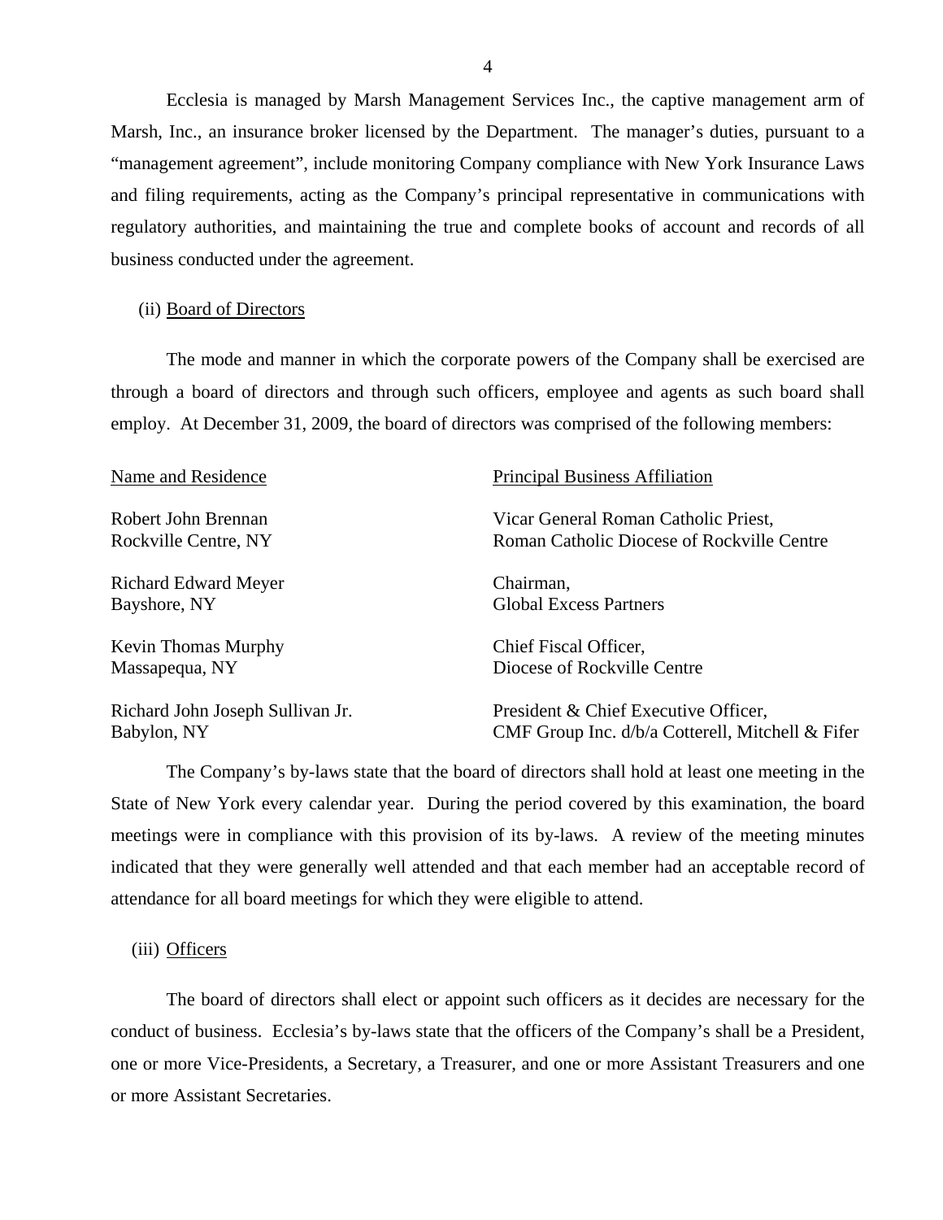Ecclesia is managed by Marsh Management Services Inc., the captive management arm of Marsh, Inc., an insurance broker licensed by the Department. The manager's duties, pursuant to a "management agreement", include monitoring Company compliance with New York Insurance Laws and filing requirements, acting as the Company's principal representative in communications with regulatory authorities, and maintaining the true and complete books of account and records of all business conducted under the agreement.

(ii) Board of Directors

The mode and manner in which the corporate powers of the Company shall be exercised are through a board of directors and through such officers, employee and agents as such board shall employ. At December 31, 2009, the board of directors was comprised of the following members:

| Name and Residence | Principal Business Affiliation |
|---|---|
| Robert John Brennan<br>Rockville Centre, NY | Vicar General Roman Catholic Priest,<br>Roman Catholic Diocese of Rockville Centre |
| Richard Edward Meyer<br>Bayshore, NY | Chairman,<br>Global Excess Partners |
| Kevin Thomas Murphy<br>Massapequa, NY | Chief Fiscal Officer,<br>Diocese of Rockville Centre |
| Richard John Joseph Sullivan Jr.<br>Babylon, NY | President & Chief Executive Officer,<br>CMF Group Inc. d/b/a Cotterell, Mitchell & Fifer |

The Company's by-laws state that the board of directors shall hold at least one meeting in the State of New York every calendar year. During the period covered by this examination, the board meetings were in compliance with this provision of its by-laws. A review of the meeting minutes indicated that they were generally well attended and that each member had an acceptable record of attendance for all board meetings for which they were eligible to attend.

(iii) Officers

The board of directors shall elect or appoint such officers as it decides are necessary for the conduct of business. Ecclesia's by-laws state that the officers of the Company's shall be a President, one or more Vice-Presidents, a Secretary, a Treasurer, and one or more Assistant Treasurers and one or more Assistant Secretaries.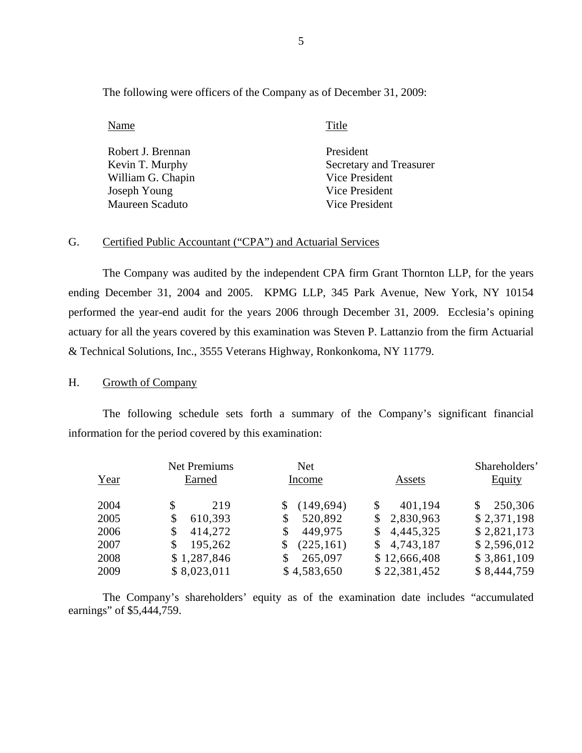The following were officers of the Company as of December 31, 2009:

| Name | Title |
|---|---|
| Robert J. Brennan | President |
| Kevin T. Murphy | Secretary and Treasurer |
| William G. Chapin | Vice President |
| Joseph Young | Vice President |
| Maureen Scaduto | Vice President |

G. Certified Public Accountant ("CPA") and Actuarial Services

The Company was audited by the independent CPA firm Grant Thornton LLP, for the years ending December 31, 2004 and 2005. KPMG LLP, 345 Park Avenue, New York, NY 10154 performed the year-end audit for the years 2006 through December 31, 2009. Ecclesia's opining actuary for all the years covered by this examination was Steven P. Lattanzio from the firm Actuarial & Technical Solutions, Inc., 3555 Veterans Highway, Ronkonkoma, NY 11779.

H. Growth of Company

The following schedule sets forth a summary of the Company's significant financial information for the period covered by this examination:

| Year | Net Premiums Earned | Net Income | Assets | Shareholders' Equity |
|---|---|---|---|---|
| 2004 | $ 219 | $ (149,694) | $ 401,194 | $ 250,306 |
| 2005 | $ 610,393 | $ 520,892 | $ 2,830,963 | $ 2,371,198 |
| 2006 | $ 414,272 | $ 449,975 | $ 4,445,325 | $ 2,821,173 |
| 2007 | $ 195,262 | $ (225,161) | $ 4,743,187 | $ 2,596,012 |
| 2008 | $ 1,287,846 | $ 265,097 | $ 12,666,408 | $ 3,861,109 |
| 2009 | $ 8,023,011 | $ 4,583,650 | $ 22,381,452 | $ 8,444,759 |

The Company's shareholders' equity as of the examination date includes "accumulated earnings" of $5,444,759.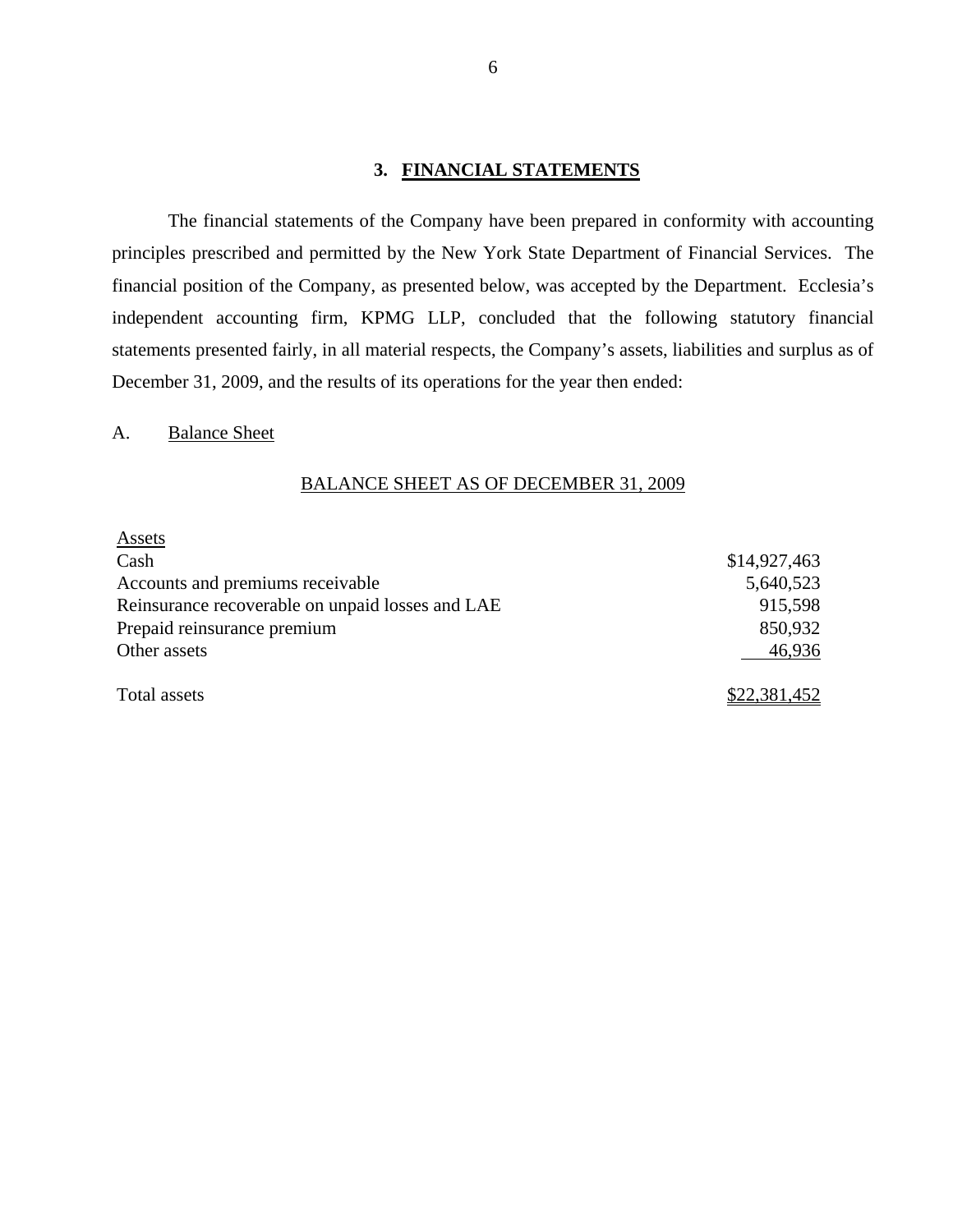## 3. **FINANCIAL STATEMENTS**

The financial statements of the Company have been prepared in conformity with accounting principles prescribed and permitted by the New York State Department of Financial Services. The financial position of the Company, as presented below, was accepted by the Department. Ecclesia's independent accounting firm, KPMG LLP, concluded that the following statutory financial statements presented fairly, in all material respects, the Company's assets, liabilities and surplus as of December 31, 2009, and the results of its operations for the year then ended:

A. Balance Sheet

BALANCE SHEET AS OF DECEMBER 31, 2009

| Assets | |
|---|---|
| Cash | $14,927,463 |
| Accounts and premiums receivable | 5,640,523 |
| Reinsurance recoverable on unpaid losses and LAE | 915,598 |
| Prepaid reinsurance premium | 850,932 |
| Other assets | 46,936 |
| Total assets | $22,381,452 |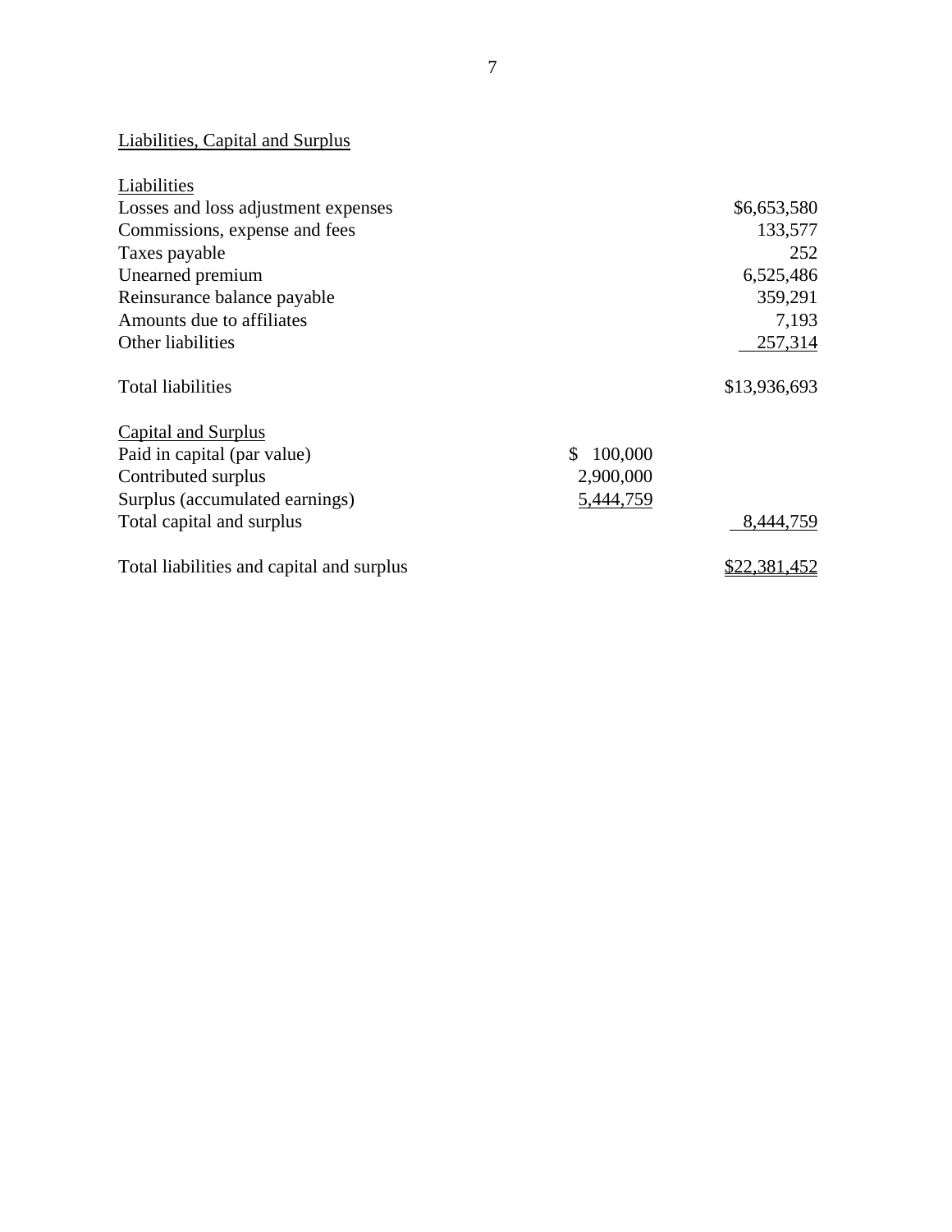Liabilities, Capital and Surplus

| | | |
|---|---|---|
| **Liabilities** | | |
| Losses and loss adjustment expenses | | $6,653,580 |
| Commissions, expense and fees | | 133,577 |
| Taxes payable | | 252 |
| Unearned premium | | 6,525,486 |
| Reinsurance balance payable | | 359,291 |
| Amounts due to affiliates | | 7,193 |
| Other liabilities | | 257,314 |
| Total liabilities | | $13,936,693 |
| **Capital and Surplus** | | |
| Paid in capital (par value) | $ 100,000 | |
| Contributed surplus | 2,900,000 | |
| Surplus (accumulated earnings) | 5,444,759 | |
| Total capital and surplus | | 8,444,759 |
| Total liabilities and capital and surplus | | $22,381,452 |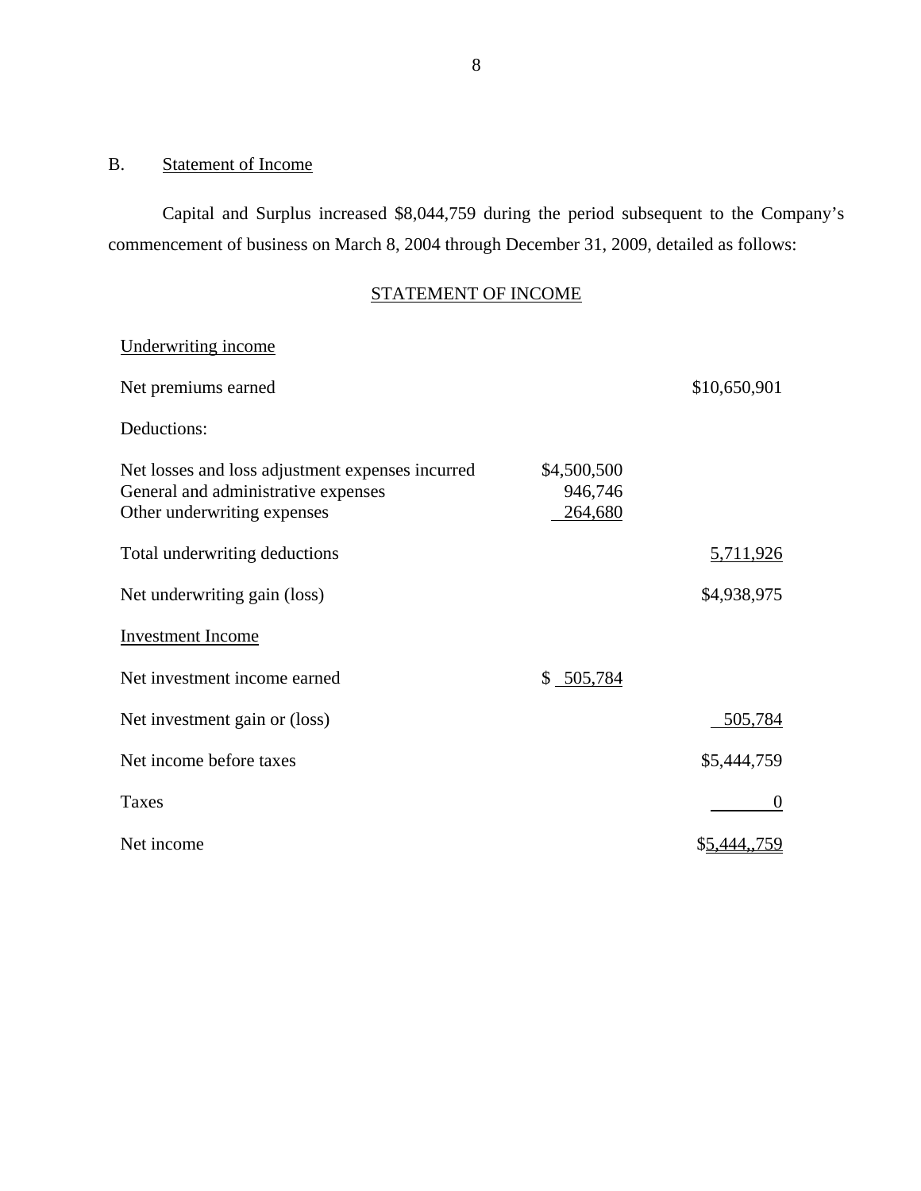B. Statement of Income

Capital and Surplus increased $8,044,759 during the period subsequent to the Company's commencement of business on March 8, 2004 through December 31, 2009, detailed as follows:

STATEMENT OF INCOME

| | | |
|---|---|---|
| Underwriting income | | |
| Net premiums earned | | $10,650,901 |
| Deductions: | | |
| Net losses and loss adjustment expenses incurred | $4,500,500 | |
| General and administrative expenses | 946,746 | |
| Other underwriting expenses | 264,680 | |
| Total underwriting deductions | | 5,711,926 |
| Net underwriting gain (loss) | | $4,938,975 |
| Investment Income | | |
| Net investment income earned | $ 505,784 | |
| Net investment gain or (loss) | | 505,784 |
| Net income before taxes | | $5,444,759 |
| Taxes | | 0 |
| Net income | | $5,444,,759 |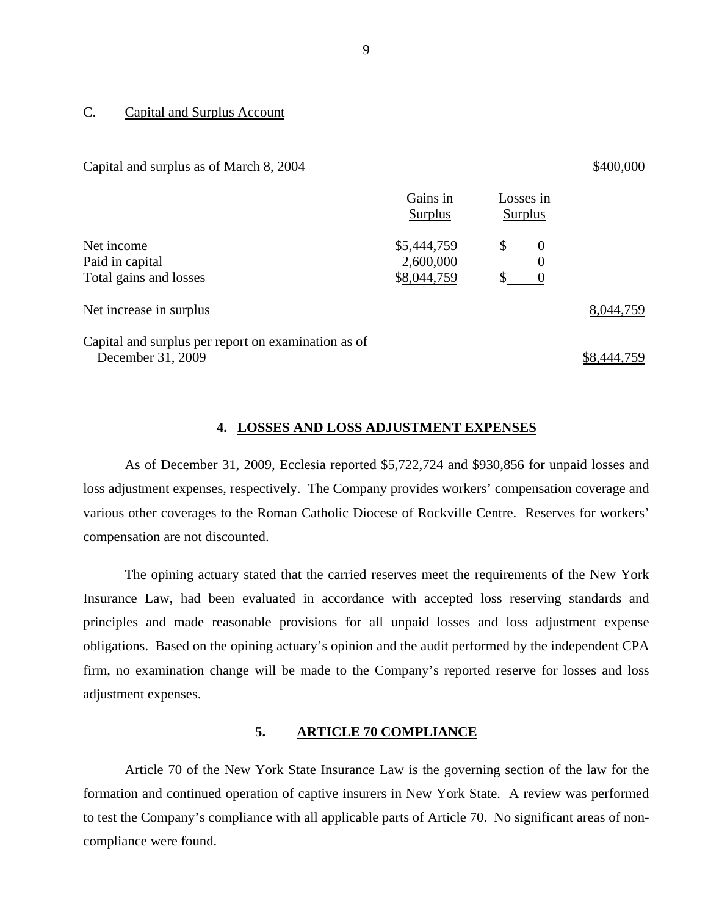C. Capital and Surplus Account

| | Gains in Surplus | Losses in Surplus | |
|---|---|---|---|
| Capital and surplus as of March 8, 2004 | | | $400,000 |
| Net income | $5,444,759 | $ 0 | |
| Paid in capital | 2,600,000 | 0 | |
| Total gains and losses | $8,044,759 | $ 0 | |
| Net increase in surplus | | | 8,044,759 |
| Capital and surplus per report on examination as of December 31, 2009 | | | $8,444,759 |

## 4. LOSSES AND LOSS ADJUSTMENT EXPENSES

As of December 31, 2009, Ecclesia reported $5,722,724 and $930,856 for unpaid losses and loss adjustment expenses, respectively. The Company provides workers' compensation coverage and various other coverages to the Roman Catholic Diocese of Rockville Centre. Reserves for workers' compensation are not discounted.

The opining actuary stated that the carried reserves meet the requirements of the New York Insurance Law, had been evaluated in accordance with accepted loss reserving standards and principles and made reasonable provisions for all unpaid losses and loss adjustment expense obligations. Based on the opining actuary's opinion and the audit performed by the independent CPA firm, no examination change will be made to the Company's reported reserve for losses and loss adjustment expenses.

## 5. ARTICLE 70 COMPLIANCE

Article 70 of the New York State Insurance Law is the governing section of the law for the formation and continued operation of captive insurers in New York State. A review was performed to test the Company's compliance with all applicable parts of Article 70. No significant areas of non-compliance were found.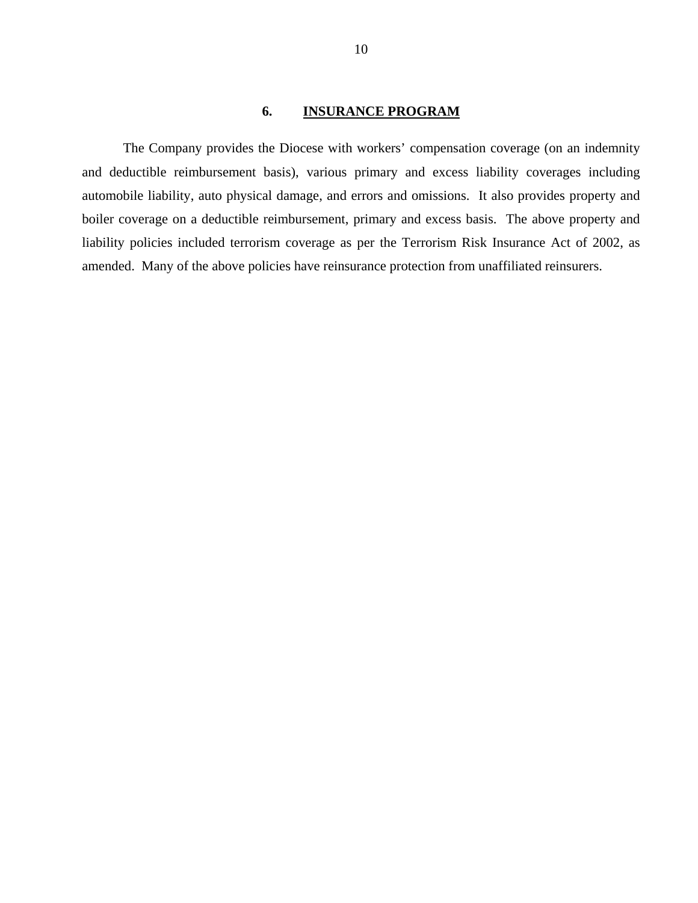## 6. INSURANCE PROGRAM

The Company provides the Diocese with workers' compensation coverage (on an indemnity and deductible reimbursement basis), various primary and excess liability coverages including automobile liability, auto physical damage, and errors and omissions. It also provides property and boiler coverage on a deductible reimbursement, primary and excess basis. The above property and liability policies included terrorism coverage as per the Terrorism Risk Insurance Act of 2002, as amended. Many of the above policies have reinsurance protection from unaffiliated reinsurers.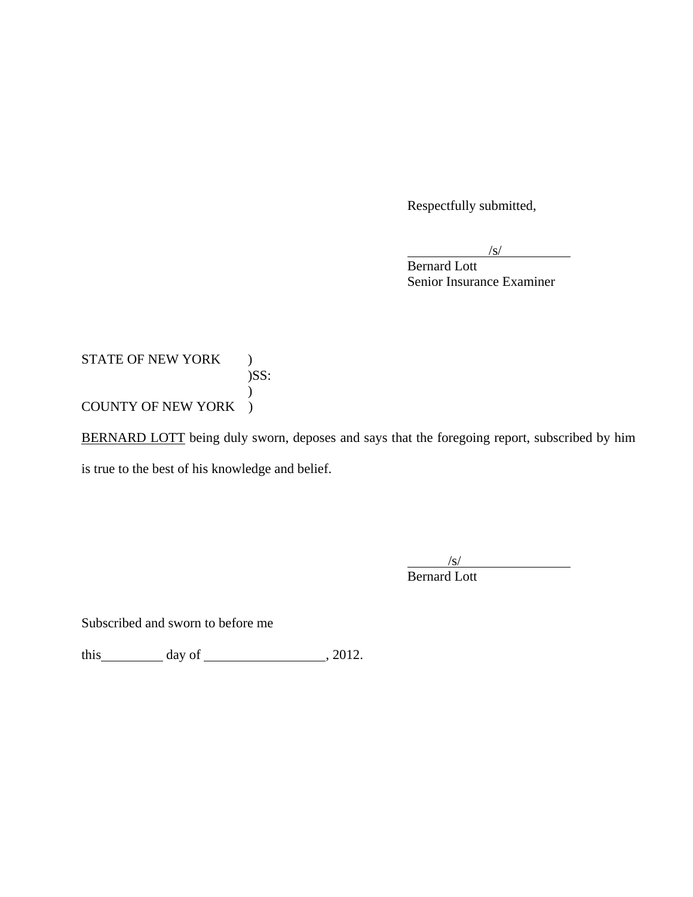Respectfully submitted,

/s/
Bernard Lott
Senior Insurance Examiner

STATE OF NEW YORK )
)SS:
)
COUNTY OF NEW YORK )

BERNARD LOTT being duly sworn, deposes and says that the foregoing report, subscribed by him is true to the best of his knowledge and belief.

/s/
Bernard Lott

Subscribed and sworn to before me

this__________ day of __________________, 2012.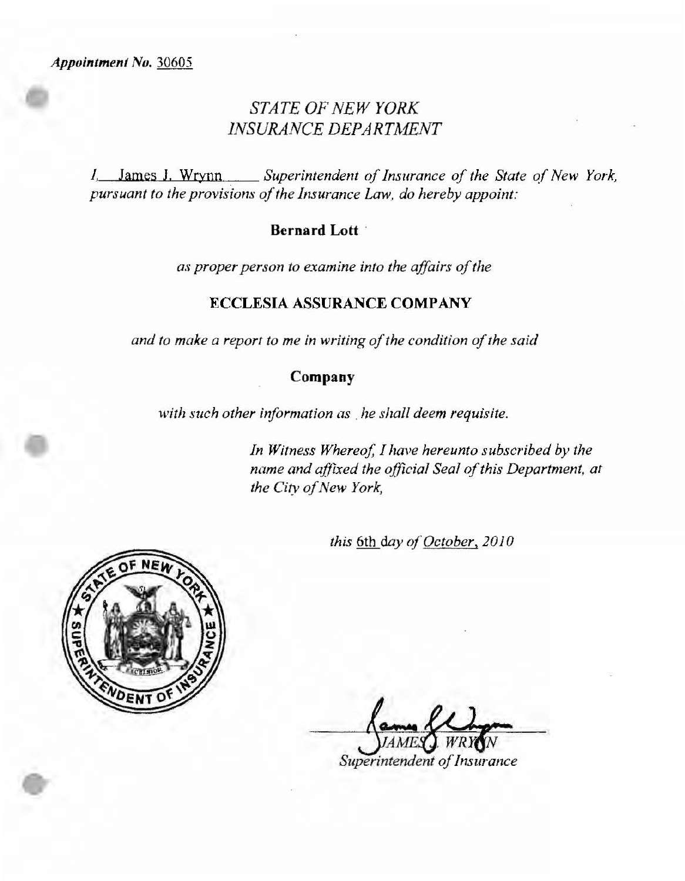*Appointment No.* 30605

## *STATE OF NEW YORK*
## *INSURANCE DEPARTMENT*

*I,* James J. Wrynn *Superintendent of Insurance of the State of New York, pursuant to the provisions of the Insurance Law, do hereby appoint:*

**Bernard Lott**

*as proper person to examine into the affairs of the*

**ECCLESIA ASSURANCE COMPANY**

*and to make a report to me in writing of the condition of the said*

**Company**

*with such other information as he shall deem requisite.*

*In Witness Whereof, I have hereunto subscribed by the name and affixed the official Seal of this Department, at the City of New York,*

*this* 6th *day of* October, *2010*

STATE OF NEW YORK SUPERINTENDENT OF INSURANCE EXCELSIOR

*JAMES J. WRYNN*
*Superintendent of Insurance*